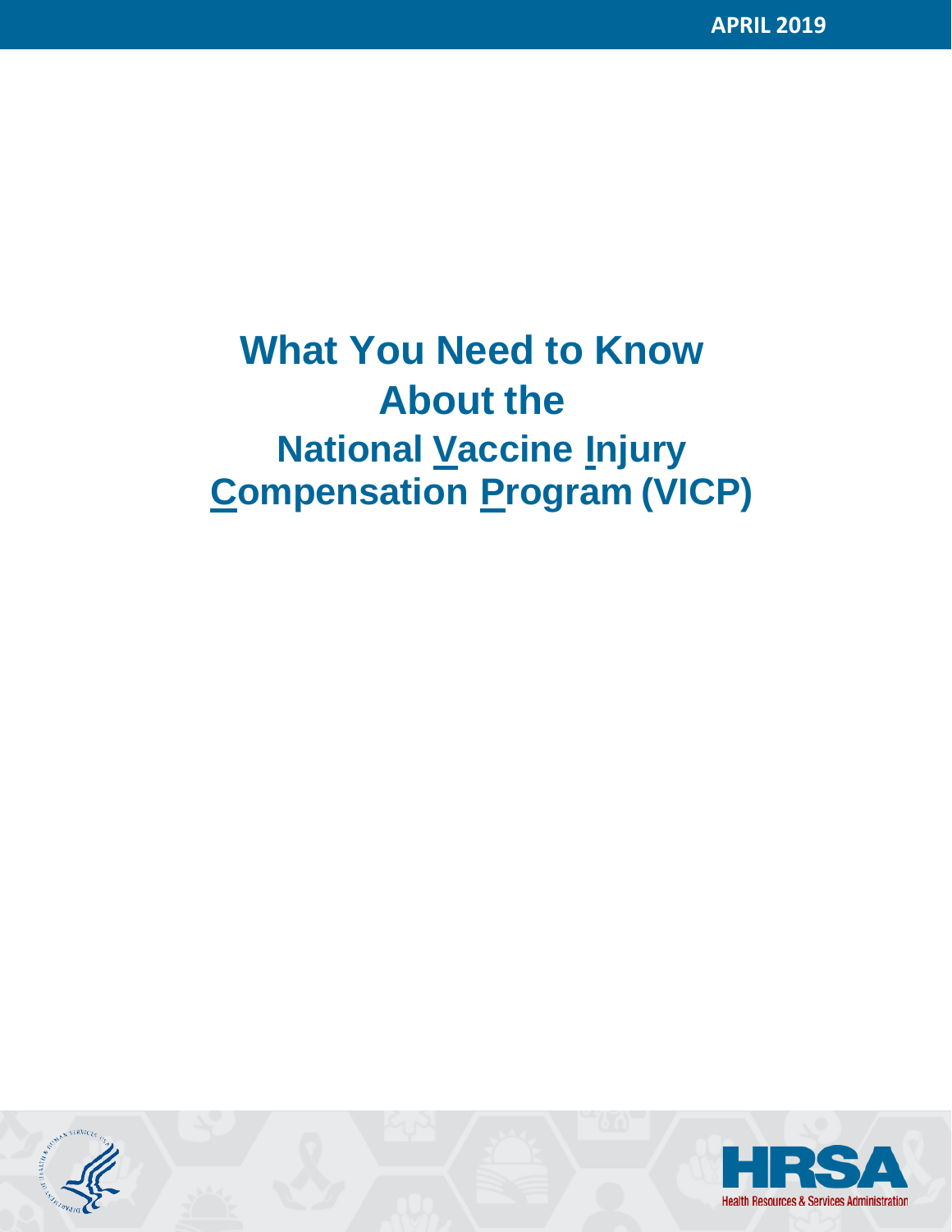APRIL 2019

# What You Need to Know About the National Vaccine Injury Compensation Program (VICP)

HRSA

Health Resources & Services Administration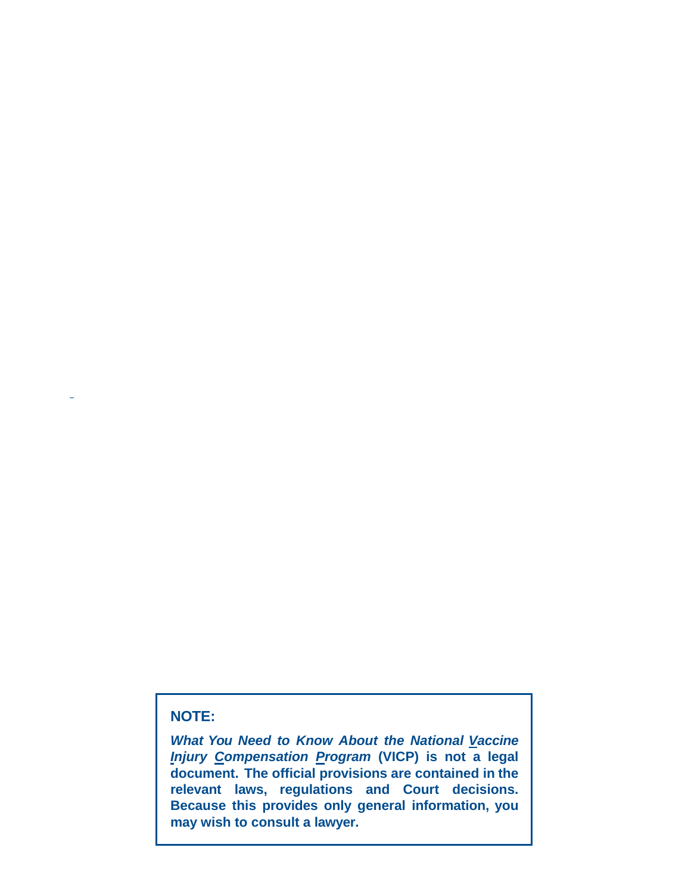**NOTE:**

***What You Need to Know About the National Vaccine Injury Compensation Program*** **(VICP) is not a legal document. The official provisions are contained in the relevant laws, regulations and Court decisions. Because this provides only general information, you may wish to consult a lawyer.**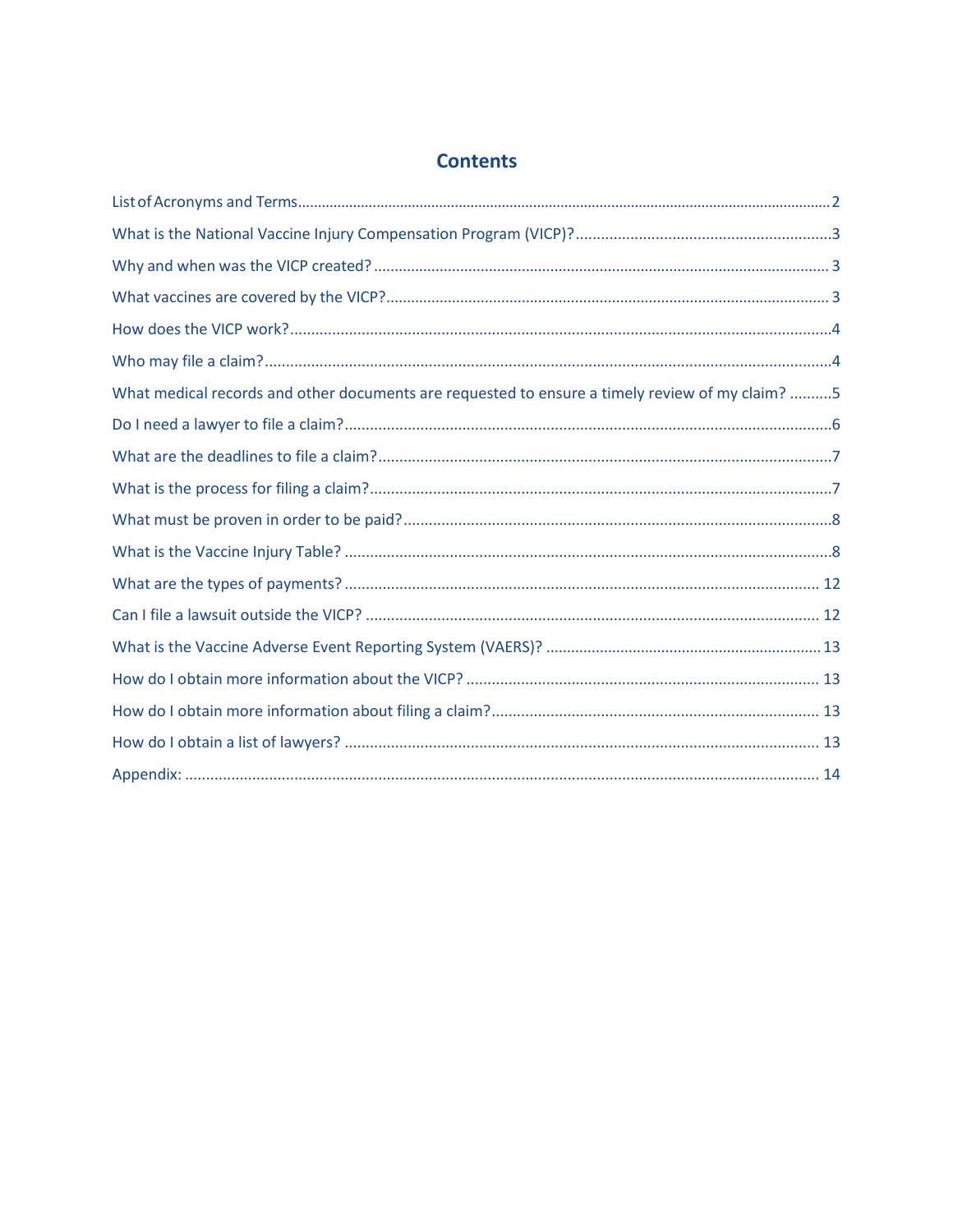## Contents

List of Acronyms and Terms....................................................................................................................................2

What is the National Vaccine Injury Compensation Program (VICP)?............................................................3

Why and when was the VICP created? .............................................................................................................3

What vaccines are covered by the VICP?..........................................................................................................3

How does the VICP work?.................................................................................................................................4

Who may file a claim?.......................................................................................................................................4

What medical records and other documents are requested to ensure a timely review of my claim? ..........5

Do I need a lawyer to file a claim?...................................................................................................................6

What are the deadlines to file a claim?............................................................................................................7

What is the process for filing a claim?.............................................................................................................7

What must be proven in order to be paid?.....................................................................................................8

What is the Vaccine Injury Table? ...................................................................................................................8

What are the types of payments? ................................................................................................................. 12

Can I file a lawsuit outside the VICP? ............................................................................................................ 12

What is the Vaccine Adverse Event Reporting System (VAERS)? .................................................................. 13

How do I obtain more information about the VICP? .................................................................................... 13

How do I obtain more information about filing a claim?.............................................................................. 13

How do I obtain a list of lawyers? ................................................................................................................. 13

Appendix: ...................................................................................................................................................... 14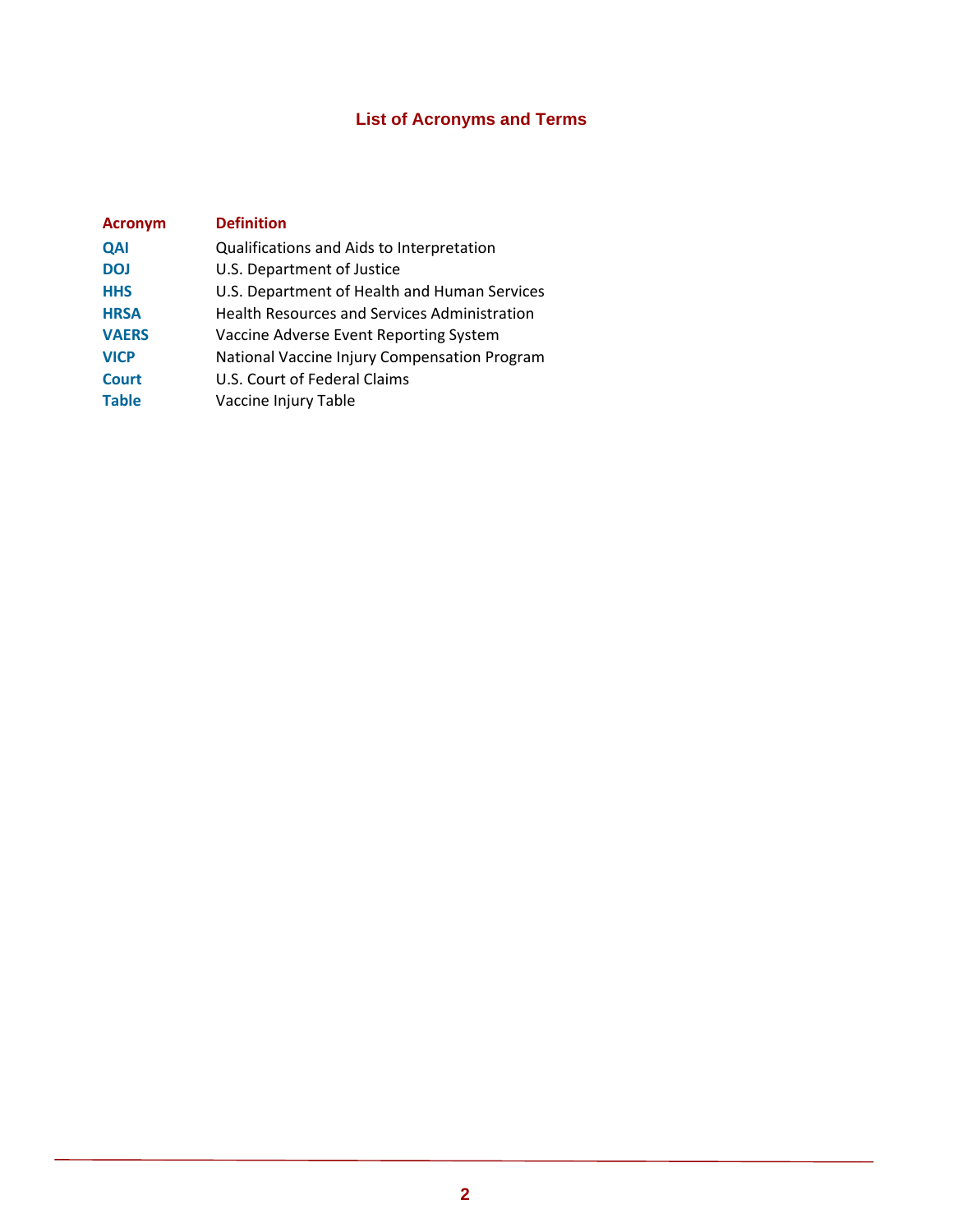# List of Acronyms and Terms

| Acronym | Definition |
|---|---|
| **QAI** | Qualifications and Aids to Interpretation |
| **DOJ** | U.S. Department of Justice |
| **HHS** | U.S. Department of Health and Human Services |
| **HRSA** | Health Resources and Services Administration |
| **VAERS** | Vaccine Adverse Event Reporting System |
| **VICP** | National Vaccine Injury Compensation Program |
| **Court** | U.S. Court of Federal Claims |
| **Table** | Vaccine Injury Table |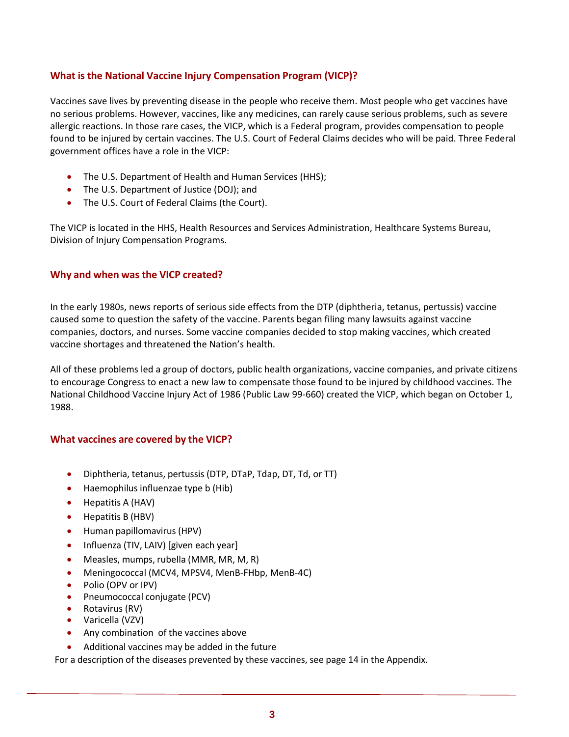## What is the National Vaccine Injury Compensation Program (VICP)?

Vaccines save lives by preventing disease in the people who receive them. Most people who get vaccines have no serious problems. However, vaccines, like any medicines, can rarely cause serious problems, such as severe allergic reactions. In those rare cases, the VICP, which is a Federal program, provides compensation to people found to be injured by certain vaccines. The U.S. Court of Federal Claims decides who will be paid. Three Federal government offices have a role in the VICP:

- The U.S. Department of Health and Human Services (HHS);
- The U.S. Department of Justice (DOJ); and
- The U.S. Court of Federal Claims (the Court).

The VICP is located in the HHS, Health Resources and Services Administration, Healthcare Systems Bureau, Division of Injury Compensation Programs.

## Why and when was the VICP created?

In the early 1980s, news reports of serious side effects from the DTP (diphtheria, tetanus, pertussis) vaccine caused some to question the safety of the vaccine. Parents began filing many lawsuits against vaccine companies, doctors, and nurses. Some vaccine companies decided to stop making vaccines, which created vaccine shortages and threatened the Nation's health.

All of these problems led a group of doctors, public health organizations, vaccine companies, and private citizens to encourage Congress to enact a new law to compensate those found to be injured by childhood vaccines. The National Childhood Vaccine Injury Act of 1986 (Public Law 99-660) created the VICP, which began on October 1, 1988.

## What vaccines are covered by the VICP?

- Diphtheria, tetanus, pertussis (DTP, DTaP, Tdap, DT, Td, or TT)
- Haemophilus influenzae type b (Hib)
- Hepatitis A (HAV)
- Hepatitis B (HBV)
- Human papillomavirus (HPV)
- Influenza (TIV, LAIV) [given each year]
- Measles, mumps, rubella (MMR, MR, M, R)
- Meningococcal (MCV4, MPSV4, MenB-FHbp, MenB-4C)
- Polio (OPV or IPV)
- Pneumococcal conjugate (PCV)
- Rotavirus (RV)
- Varicella (VZV)
- Any combination of the vaccines above
- Additional vaccines may be added in the future

For a description of the diseases prevented by these vaccines, see page 14 in the Appendix.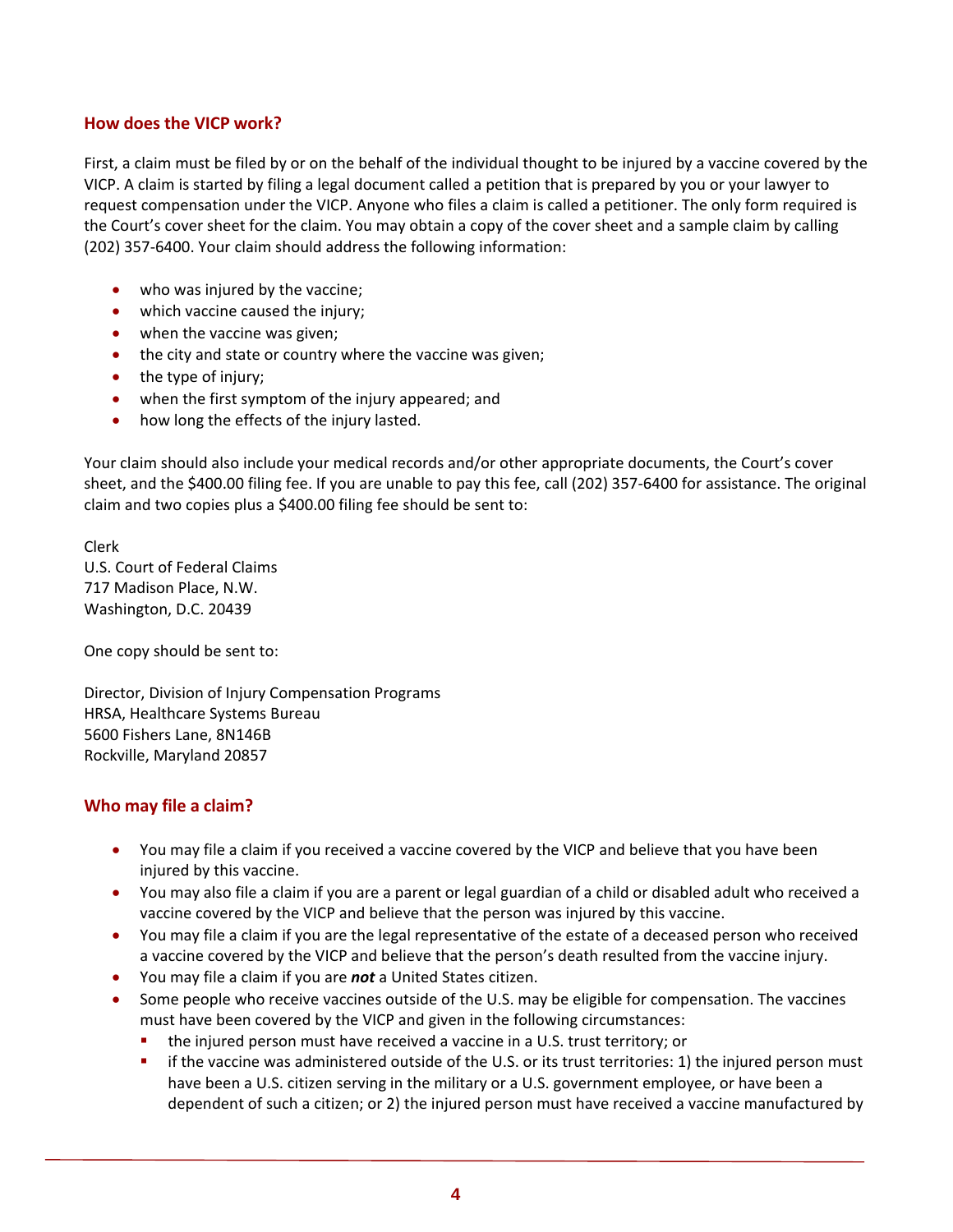## How does the VICP work?

First, a claim must be filed by or on the behalf of the individual thought to be injured by a vaccine covered by the VICP. A claim is started by filing a legal document called a petition that is prepared by you or your lawyer to request compensation under the VICP. Anyone who files a claim is called a petitioner. The only form required is the Court's cover sheet for the claim. You may obtain a copy of the cover sheet and a sample claim by calling (202) 357-6400. Your claim should address the following information:

- who was injured by the vaccine;
- which vaccine caused the injury;
- when the vaccine was given;
- the city and state or country where the vaccine was given;
- the type of injury;
- when the first symptom of the injury appeared; and
- how long the effects of the injury lasted.

Your claim should also include your medical records and/or other appropriate documents, the Court's cover sheet, and the $400.00 filing fee. If you are unable to pay this fee, call (202) 357-6400 for assistance. The original claim and two copies plus a $400.00 filing fee should be sent to:

Clerk
U.S. Court of Federal Claims
717 Madison Place, N.W.
Washington, D.C. 20439

One copy should be sent to:

Director, Division of Injury Compensation Programs
HRSA, Healthcare Systems Bureau
5600 Fishers Lane, 8N146B
Rockville, Maryland 20857

## Who may file a claim?

- You may file a claim if you received a vaccine covered by the VICP and believe that you have been injured by this vaccine.
- You may also file a claim if you are a parent or legal guardian of a child or disabled adult who received a vaccine covered by the VICP and believe that the person was injured by this vaccine.
- You may file a claim if you are the legal representative of the estate of a deceased person who received a vaccine covered by the VICP and believe that the person's death resulted from the vaccine injury.
- You may file a claim if you are ***not*** a United States citizen.
- Some people who receive vaccines outside of the U.S. may be eligible for compensation. The vaccines must have been covered by the VICP and given in the following circumstances:
  - the injured person must have received a vaccine in a U.S. trust territory; or
  - if the vaccine was administered outside of the U.S. or its trust territories: 1) the injured person must have been a U.S. citizen serving in the military or a U.S. government employee, or have been a dependent of such a citizen; or 2) the injured person must have received a vaccine manufactured by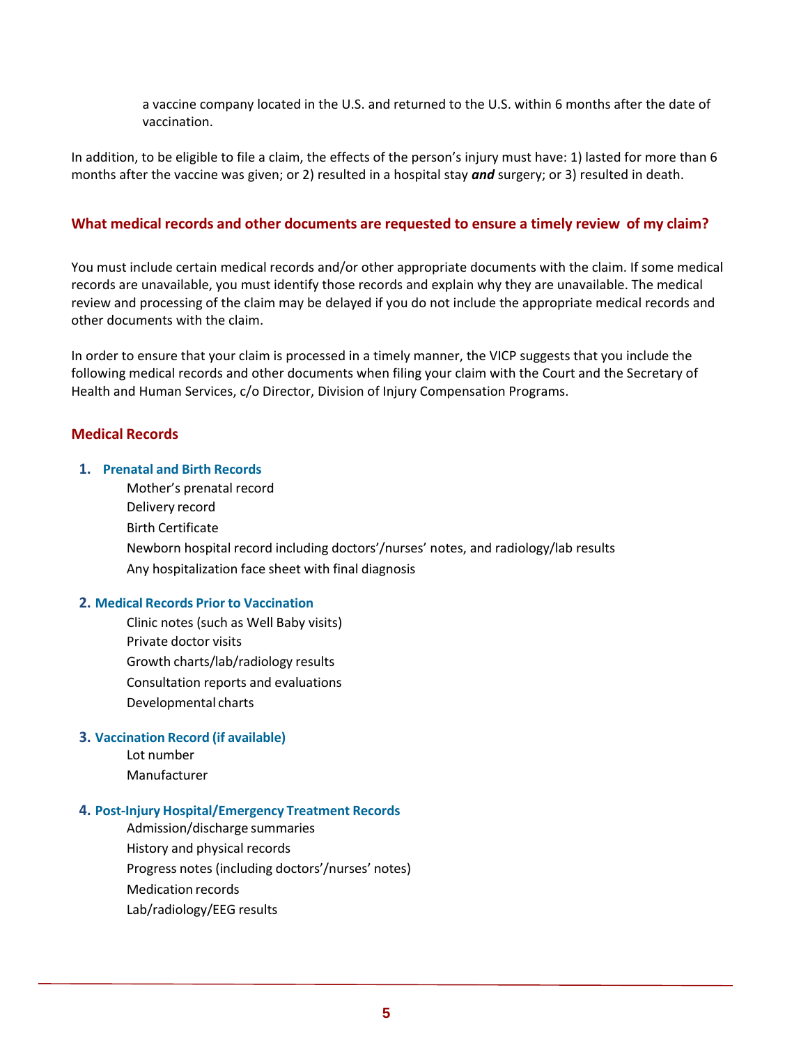a vaccine company located in the U.S. and returned to the U.S. within 6 months after the date of vaccination.

In addition, to be eligible to file a claim, the effects of the person's injury must have: 1) lasted for more than 6 months after the vaccine was given; or 2) resulted in a hospital stay ***and*** surgery; or 3) resulted in death.

## What medical records and other documents are requested to ensure a timely review of my claim?

You must include certain medical records and/or other appropriate documents with the claim. If some medical records are unavailable, you must identify those records and explain why they are unavailable. The medical review and processing of the claim may be delayed if you do not include the appropriate medical records and other documents with the claim.

In order to ensure that your claim is processed in a timely manner, the VICP suggests that you include the following medical records and other documents when filing your claim with the Court and the Secretary of Health and Human Services, c/o Director, Division of Injury Compensation Programs.

### Medical Records

1. **Prenatal and Birth Records**
   - Mother's prenatal record
   - Delivery record
   - Birth Certificate
   - Newborn hospital record including doctors'/nurses' notes, and radiology/lab results
   - Any hospitalization face sheet with final diagnosis

2. **Medical Records Prior to Vaccination**
   - Clinic notes (such as Well Baby visits)
   - Private doctor visits
   - Growth charts/lab/radiology results
   - Consultation reports and evaluations
   - Developmental charts

3. **Vaccination Record (if available)**
   - Lot number
   - Manufacturer

4. **Post-Injury Hospital/Emergency Treatment Records**
   - Admission/discharge summaries
   - History and physical records
   - Progress notes (including doctors'/nurses' notes)
   - Medication records
   - Lab/radiology/EEG results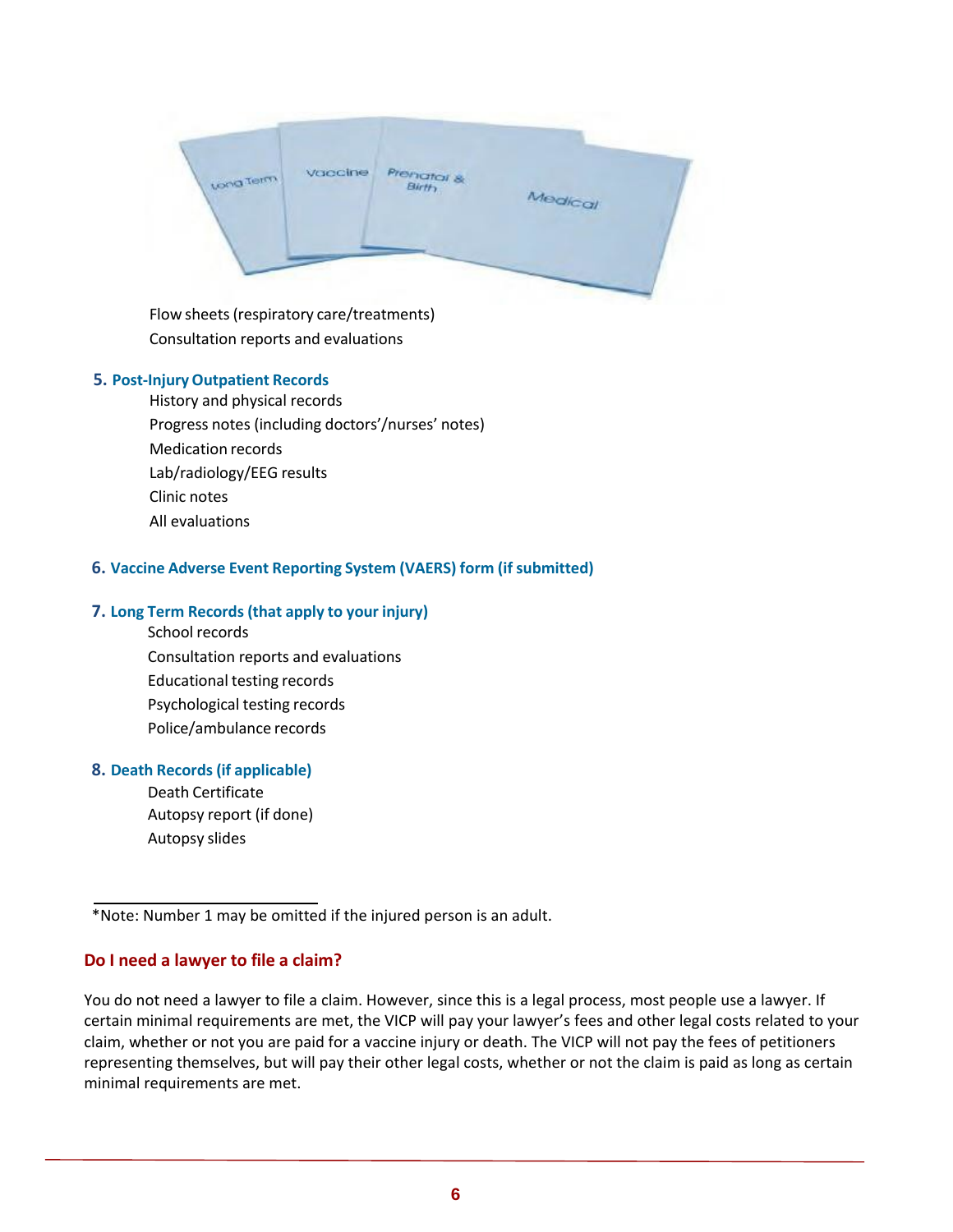Flow sheets (respiratory care/treatments)
Consultation reports and evaluations

**5. Post-Injury Outpatient Records**

- History and physical records
- Progress notes (including doctors'/nurses' notes)
- Medication records
- Lab/radiology/EEG results
- Clinic notes
- All evaluations

**6. Vaccine Adverse Event Reporting System (VAERS) form (if submitted)**

**7. Long Term Records (that apply to your injury)**

- School records
- Consultation reports and evaluations
- Educational testing records
- Psychological testing records
- Police/ambulance records

**8. Death Records (if applicable)**

- Death Certificate
- Autopsy report (if done)
- Autopsy slides

---

*Note: Number 1 may be omitted if the injured person is an adult.

### Do I need a lawyer to file a claim?

You do not need a lawyer to file a claim. However, since this is a legal process, most people use a lawyer. If certain minimal requirements are met, the VICP will pay your lawyer's fees and other legal costs related to your claim, whether or not you are paid for a vaccine injury or death. The VICP will not pay the fees of petitioners representing themselves, but will pay their other legal costs, whether or not the claim is paid as long as certain minimal requirements are met.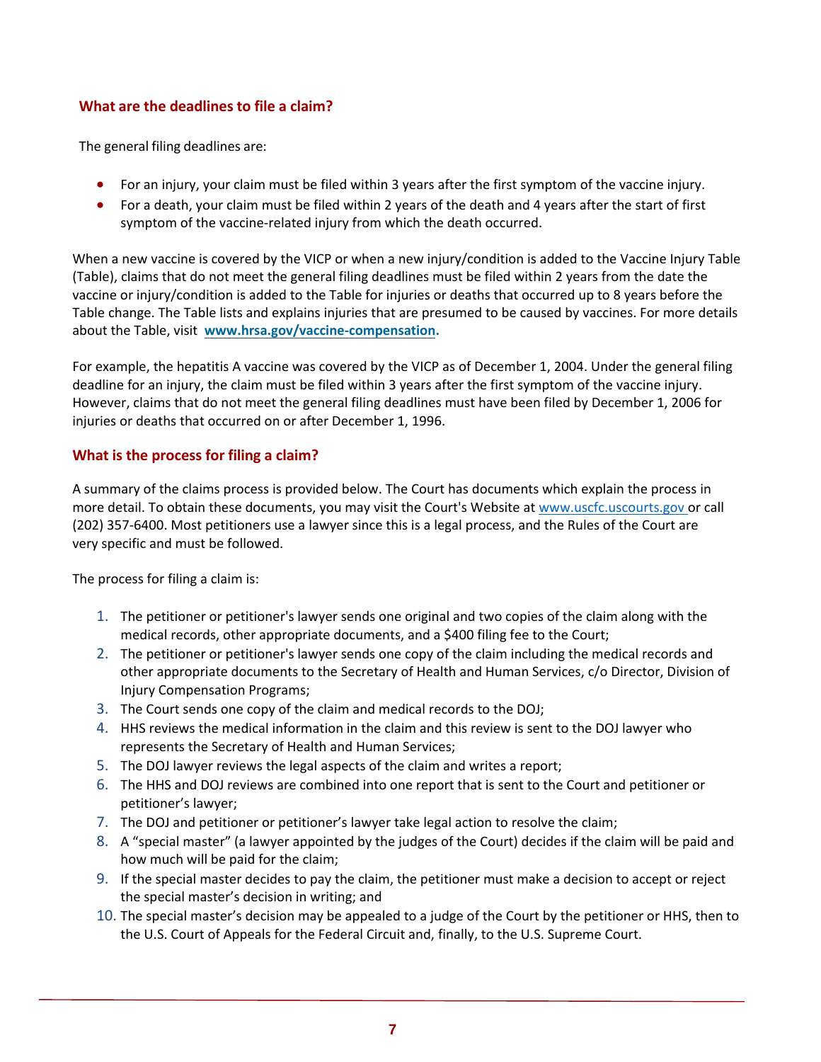## What are the deadlines to file a claim?

The general filing deadlines are:

- For an injury, your claim must be filed within 3 years after the first symptom of the vaccine injury.
- For a death, your claim must be filed within 2 years of the death and 4 years after the start of first symptom of the vaccine-related injury from which the death occurred.

When a new vaccine is covered by the VICP or when a new injury/condition is added to the Vaccine Injury Table (Table), claims that do not meet the general filing deadlines must be filed within 2 years from the date the vaccine or injury/condition is added to the Table for injuries or deaths that occurred up to 8 years before the Table change. The Table lists and explains injuries that are presumed to be caused by vaccines. For more details about the Table, visit **www.hrsa.gov/vaccine-compensation.**

For example, the hepatitis A vaccine was covered by the VICP as of December 1, 2004. Under the general filing deadline for an injury, the claim must be filed within 3 years after the first symptom of the vaccine injury. However, claims that do not meet the general filing deadlines must have been filed by December 1, 2006 for injuries or deaths that occurred on or after December 1, 1996.

## What is the process for filing a claim?

A summary of the claims process is provided below. The Court has documents which explain the process in more detail. To obtain these documents, you may visit the Court's Website at www.uscfc.uscourts.gov or call (202) 357-6400. Most petitioners use a lawyer since this is a legal process, and the Rules of the Court are very specific and must be followed.

The process for filing a claim is:

1. The petitioner or petitioner's lawyer sends one original and two copies of the claim along with the medical records, other appropriate documents, and a $400 filing fee to the Court;
2. The petitioner or petitioner's lawyer sends one copy of the claim including the medical records and other appropriate documents to the Secretary of Health and Human Services, c/o Director, Division of Injury Compensation Programs;
3. The Court sends one copy of the claim and medical records to the DOJ;
4. HHS reviews the medical information in the claim and this review is sent to the DOJ lawyer who represents the Secretary of Health and Human Services;
5. The DOJ lawyer reviews the legal aspects of the claim and writes a report;
6. The HHS and DOJ reviews are combined into one report that is sent to the Court and petitioner or petitioner's lawyer;
7. The DOJ and petitioner or petitioner's lawyer take legal action to resolve the claim;
8. A "special master" (a lawyer appointed by the judges of the Court) decides if the claim will be paid and how much will be paid for the claim;
9. If the special master decides to pay the claim, the petitioner must make a decision to accept or reject the special master's decision in writing; and
10. The special master's decision may be appealed to a judge of the Court by the petitioner or HHS, then to the U.S. Court of Appeals for the Federal Circuit and, finally, to the U.S. Supreme Court.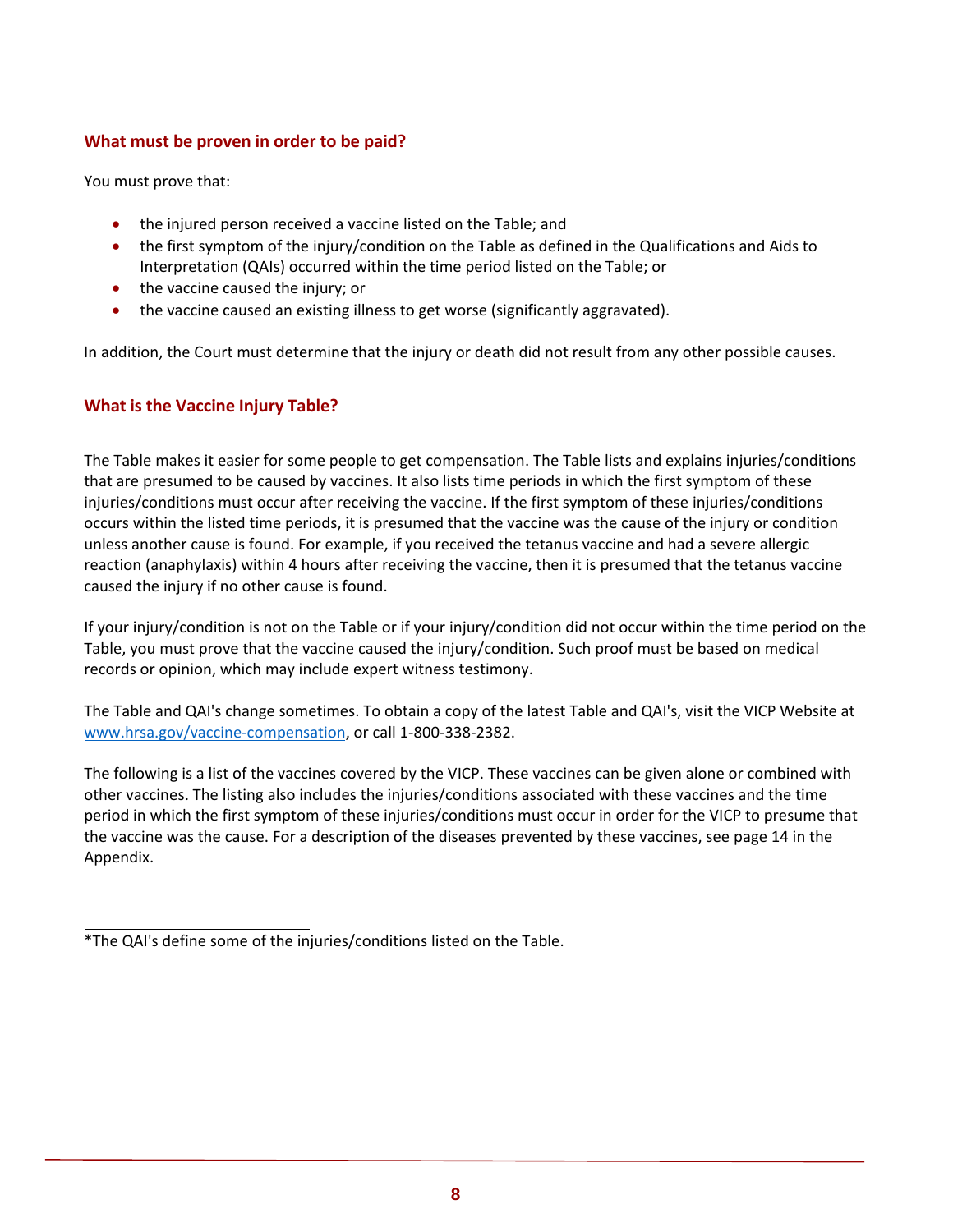## What must be proven in order to be paid?

You must prove that:

- the injured person received a vaccine listed on the Table; and
- the first symptom of the injury/condition on the Table as defined in the Qualifications and Aids to Interpretation (QAIs) occurred within the time period listed on the Table; or
- the vaccine caused the injury; or
- the vaccine caused an existing illness to get worse (significantly aggravated).

In addition, the Court must determine that the injury or death did not result from any other possible causes.

## What is the Vaccine Injury Table?

The Table makes it easier for some people to get compensation. The Table lists and explains injuries/conditions that are presumed to be caused by vaccines. It also lists time periods in which the first symptom of these injuries/conditions must occur after receiving the vaccine. If the first symptom of these injuries/conditions occurs within the listed time periods, it is presumed that the vaccine was the cause of the injury or condition unless another cause is found. For example, if you received the tetanus vaccine and had a severe allergic reaction (anaphylaxis) within 4 hours after receiving the vaccine, then it is presumed that the tetanus vaccine caused the injury if no other cause is found.

If your injury/condition is not on the Table or if your injury/condition did not occur within the time period on the Table, you must prove that the vaccine caused the injury/condition. Such proof must be based on medical records or opinion, which may include expert witness testimony.

The Table and QAI's change sometimes. To obtain a copy of the latest Table and QAI's, visit the VICP Website at www.hrsa.gov/vaccine-compensation, or call 1-800-338-2382.

The following is a list of the vaccines covered by the VICP. These vaccines can be given alone or combined with other vaccines. The listing also includes the injuries/conditions associated with these vaccines and the time period in which the first symptom of these injuries/conditions must occur in order for the VICP to presume that the vaccine was the cause. For a description of the diseases prevented by these vaccines, see page 14 in the Appendix.

---

*The QAI's define some of the injuries/conditions listed on the Table.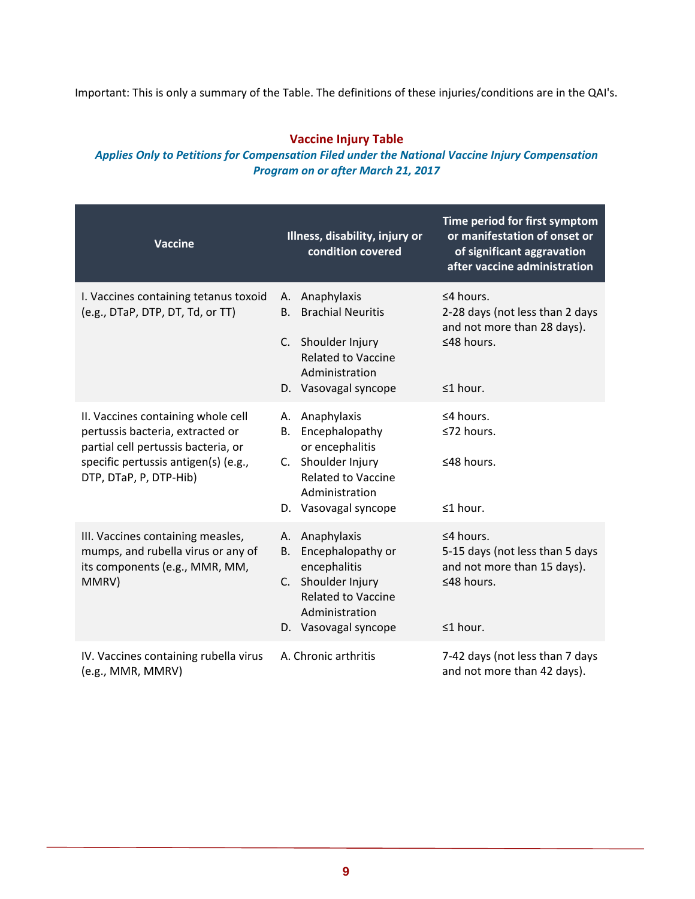Important: This is only a summary of the Table. The definitions of these injuries/conditions are in the QAI's.

## Vaccine Injury Table

***Applies Only to Petitions for Compensation Filed under the National Vaccine Injury Compensation Program on or after March 21, 2017***

| Vaccine | Illness, disability, injury or condition covered | Time period for first symptom or manifestation of onset or of significant aggravation after vaccine administration |
|---|---|---|
| I. Vaccines containing tetanus toxoid (e.g., DTaP, DTP, DT, Td, or TT) | A. Anaphylaxis | ≤4 hours. |
| | B. Brachial Neuritis | 2-28 days (not less than 2 days and not more than 28 days). |
| | C. Shoulder Injury Related to Vaccine Administration | ≤48 hours. |
| | D. Vasovagal syncope | ≤1 hour. |
| II. Vaccines containing whole cell pertussis bacteria, extracted or partial cell pertussis bacteria, or specific pertussis antigen(s) (e.g., DTP, DTaP, P, DTP-Hib) | A. Anaphylaxis | ≤4 hours. |
| | B. Encephalopathy or encephalitis | ≤72 hours. |
| | C. Shoulder Injury Related to Vaccine Administration | ≤48 hours. |
| | D. Vasovagal syncope | ≤1 hour. |
| III. Vaccines containing measles, mumps, and rubella virus or any of its components (e.g., MMR, MM, MMRV) | A. Anaphylaxis | ≤4 hours. |
| | B. Encephalopathy or encephalitis | 5-15 days (not less than 5 days and not more than 15 days). |
| | C. Shoulder Injury Related to Vaccine Administration | ≤48 hours. |
| | D. Vasovagal syncope | ≤1 hour. |
| IV. Vaccines containing rubella virus (e.g., MMR, MMRV) | A. Chronic arthritis | 7-42 days (not less than 7 days and not more than 42 days). |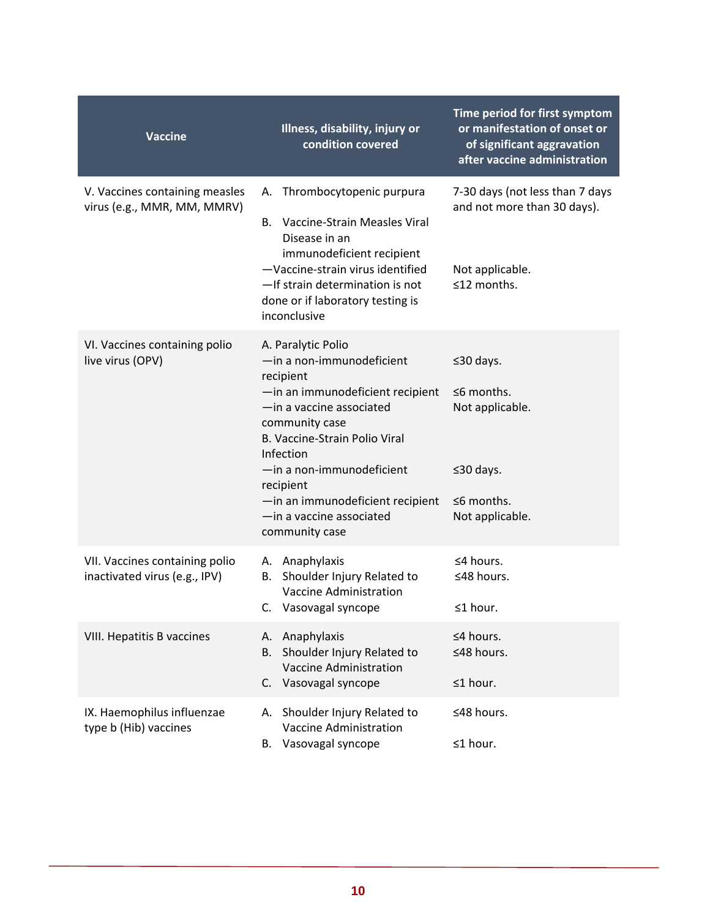| Vaccine | Illness, disability, injury or condition covered | Time period for first symptom or manifestation of onset or of significant aggravation after vaccine administration |
|---|---|---|
| V. Vaccines containing measles virus (e.g., MMR, MM, MMRV) | A. Thrombocytopenic purpura<br>B. Vaccine-Strain Measles Viral Disease in an immunodeficient recipient<br>—Vaccine-strain virus identified<br>—If strain determination is not done or if laboratory testing is inconclusive | 7-30 days (not less than 7 days and not more than 30 days).<br><br><br>Not applicable.<br>≤12 months. |
| VI. Vaccines containing polio live virus (OPV) | A. Paralytic Polio<br>—in a non-immunodeficient recipient<br>—in an immunodeficient recipient<br>—in a vaccine associated community case<br>B. Vaccine-Strain Polio Viral Infection<br>—in a non-immunodeficient recipient<br>—in an immunodeficient recipient<br>—in a vaccine associated community case | <br>≤30 days.<br><br>≤6 months.<br>Not applicable.<br><br><br>≤30 days.<br><br>≤6 months.<br>Not applicable. |
| VII. Vaccines containing polio inactivated virus (e.g., IPV) | A. Anaphylaxis<br>B. Shoulder Injury Related to Vaccine Administration<br>C. Vasovagal syncope | ≤4 hours.<br>≤48 hours.<br><br>≤1 hour. |
| VIII. Hepatitis B vaccines | A. Anaphylaxis<br>B. Shoulder Injury Related to Vaccine Administration<br>C. Vasovagal syncope | ≤4 hours.<br>≤48 hours.<br><br>≤1 hour. |
| IX. Haemophilus influenzae type b (Hib) vaccines | A. Shoulder Injury Related to Vaccine Administration<br>B. Vasovagal syncope | ≤48 hours.<br><br>≤1 hour. |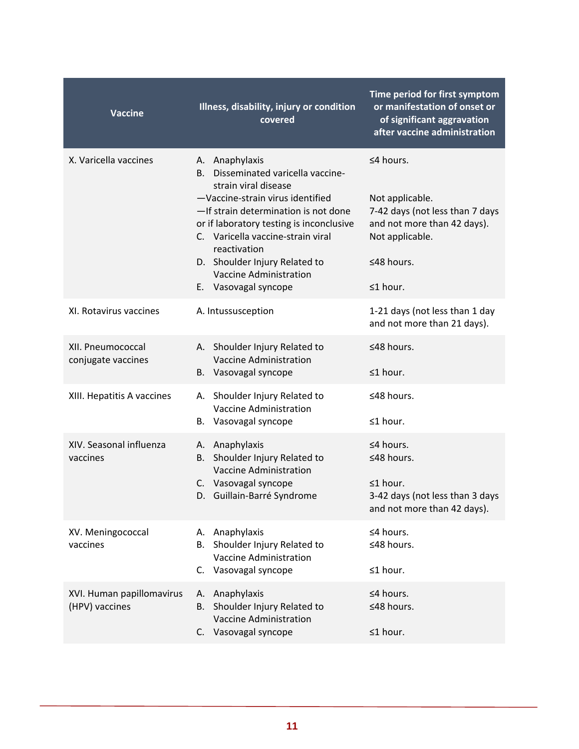| Vaccine | Illness, disability, injury or condition covered | Time period for first symptom or manifestation of onset or of significant aggravation after vaccine administration |
|---|---|---|
| X. Varicella vaccines | A. Anaphylaxis<br>B. Disseminated varicella vaccine-strain viral disease<br>—Vaccine-strain virus identified<br>—If strain determination is not done or if laboratory testing is inconclusive<br>C. Varicella vaccine-strain viral reactivation<br>D. Shoulder Injury Related to Vaccine Administration<br>E. Vasovagal syncope | ≤4 hours.<br><br>Not applicable.<br>7-42 days (not less than 7 days and not more than 42 days).<br>Not applicable.<br>≤48 hours.<br><br>≤1 hour. |
| XI. Rotavirus vaccines | A. Intussusception | 1-21 days (not less than 1 day and not more than 21 days). |
| XII. Pneumococcal conjugate vaccines | A. Shoulder Injury Related to Vaccine Administration<br>B. Vasovagal syncope | ≤48 hours.<br><br>≤1 hour. |
| XIII. Hepatitis A vaccines | A. Shoulder Injury Related to Vaccine Administration<br>B. Vasovagal syncope | ≤48 hours.<br><br>≤1 hour. |
| XIV. Seasonal influenza vaccines | A. Anaphylaxis<br>B. Shoulder Injury Related to Vaccine Administration<br>C. Vasovagal syncope<br>D. Guillain-Barré Syndrome | ≤4 hours.<br>≤48 hours.<br><br>≤1 hour.<br>3-42 days (not less than 3 days and not more than 42 days). |
| XV. Meningococcal vaccines | A. Anaphylaxis<br>B. Shoulder Injury Related to Vaccine Administration<br>C. Vasovagal syncope | ≤4 hours.<br>≤48 hours.<br><br>≤1 hour. |
| XVI. Human papillomavirus (HPV) vaccines | A. Anaphylaxis<br>B. Shoulder Injury Related to Vaccine Administration<br>C. Vasovagal syncope | ≤4 hours.<br>≤48 hours.<br><br>≤1 hour. |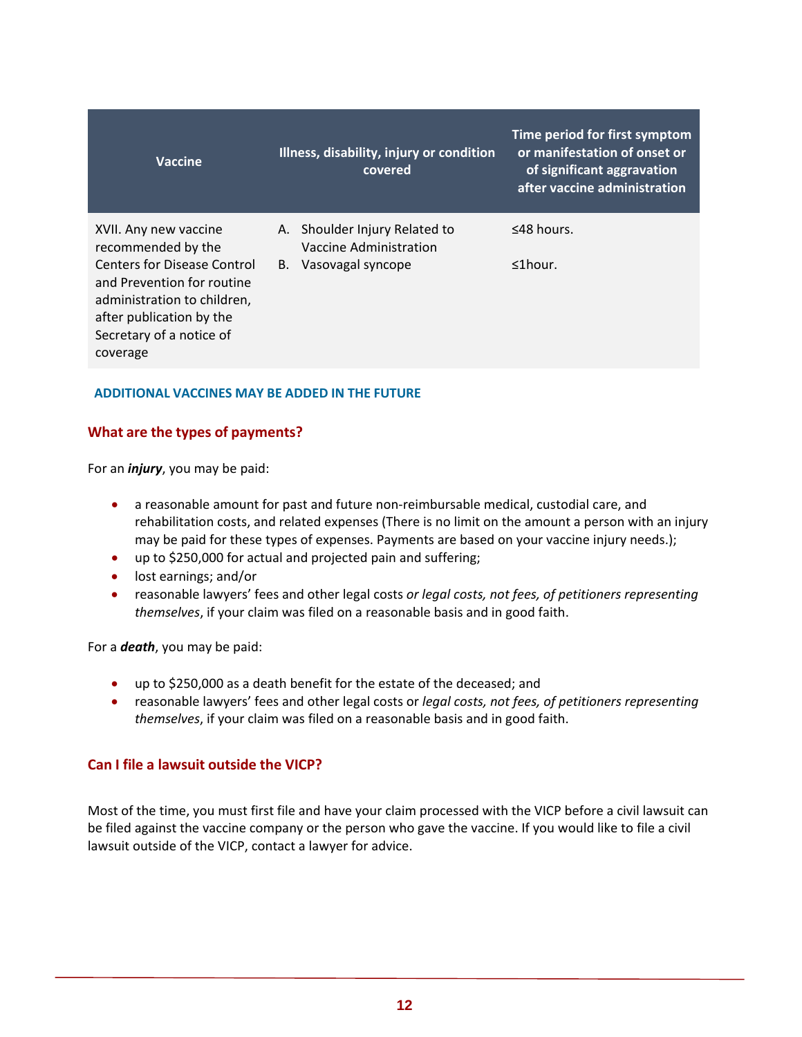| Vaccine | Illness, disability, injury or condition covered | Time period for first symptom or manifestation of onset or of significant aggravation after vaccine administration |
| --- | --- | --- |
| XVII. Any new vaccine recommended by the Centers for Disease Control and Prevention for routine administration to children, after publication by the Secretary of a notice of coverage | A. Shoulder Injury Related to Vaccine Administration<br>B. Vasovagal syncope | ≤48 hours.<br>≤1hour. |

**ADDITIONAL VACCINES MAY BE ADDED IN THE FUTURE**

## What are the types of payments?

For an ***injury***, you may be paid:

- a reasonable amount for past and future non-reimbursable medical, custodial care, and rehabilitation costs, and related expenses (There is no limit on the amount a person with an injury may be paid for these types of expenses. Payments are based on your vaccine injury needs.);
- up to $250,000 for actual and projected pain and suffering;
- lost earnings; and/or
- reasonable lawyers' fees and other legal costs *or legal costs, not fees, of petitioners representing themselves*, if your claim was filed on a reasonable basis and in good faith.

For a ***death***, you may be paid:

- up to $250,000 as a death benefit for the estate of the deceased; and
- reasonable lawyers' fees and other legal costs or *legal costs, not fees, of petitioners representing themselves*, if your claim was filed on a reasonable basis and in good faith.

## Can I file a lawsuit outside the VICP?

Most of the time, you must first file and have your claim processed with the VICP before a civil lawsuit can be filed against the vaccine company or the person who gave the vaccine. If you would like to file a civil lawsuit outside of the VICP, contact a lawyer for advice.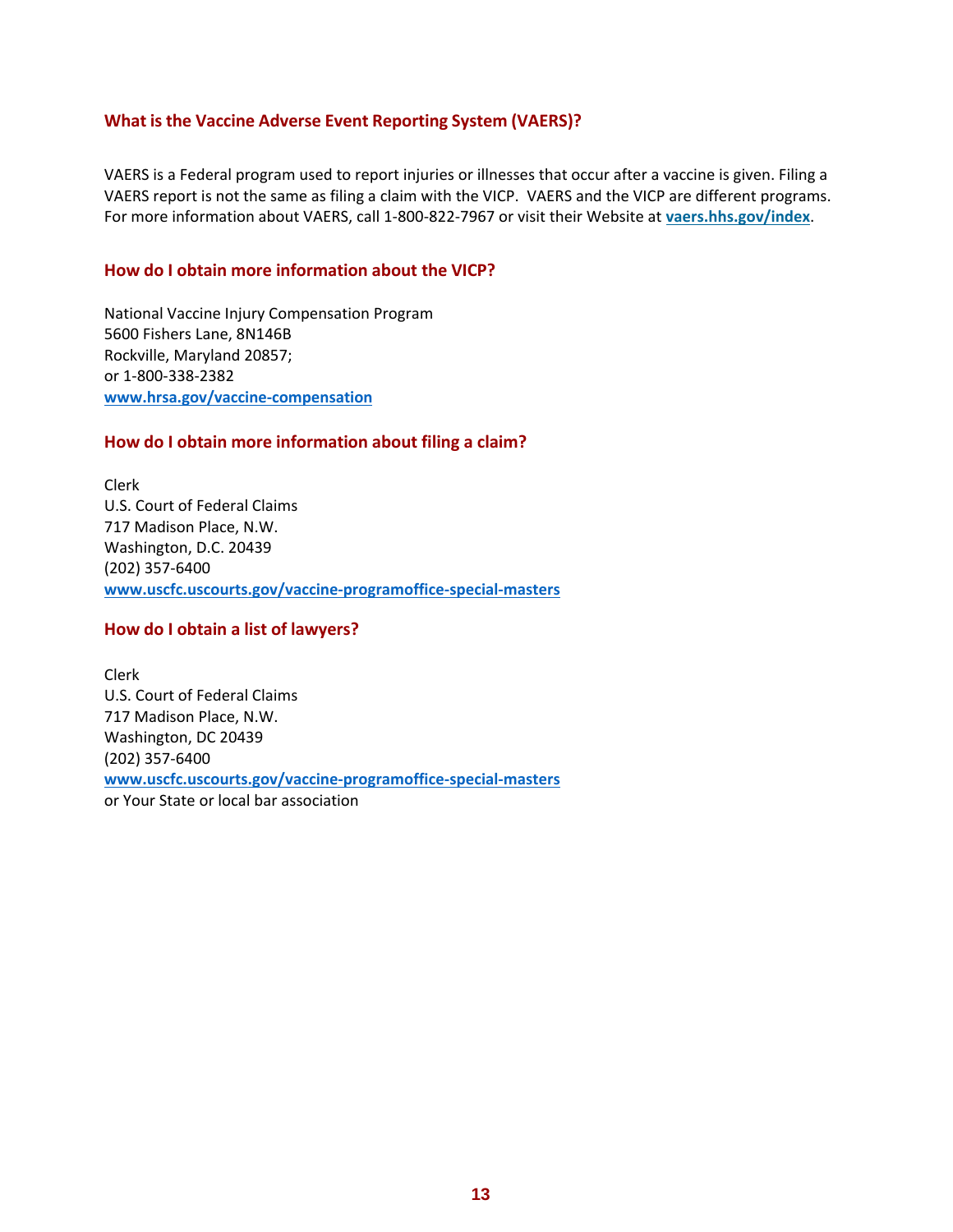### What is the Vaccine Adverse Event Reporting System (VAERS)?

VAERS is a Federal program used to report injuries or illnesses that occur after a vaccine is given. Filing a VAERS report is not the same as filing a claim with the VICP. VAERS and the VICP are different programs. For more information about VAERS, call 1-800-822-7967 or visit their Website at **vaers.hhs.gov/index**.

### How do I obtain more information about the VICP?

National Vaccine Injury Compensation Program
5600 Fishers Lane, 8N146B
Rockville, Maryland 20857;
or 1-800-338-2382
**www.hrsa.gov/vaccine-compensation**

### How do I obtain more information about filing a claim?

Clerk
U.S. Court of Federal Claims
717 Madison Place, N.W.
Washington, D.C. 20439
(202) 357-6400
**www.uscfc.uscourts.gov/vaccine-programoffice-special-masters**

### How do I obtain a list of lawyers?

Clerk
U.S. Court of Federal Claims
717 Madison Place, N.W.
Washington, DC 20439
(202) 357-6400
**www.uscfc.uscourts.gov/vaccine-programoffice-special-masters**
or Your State or local bar association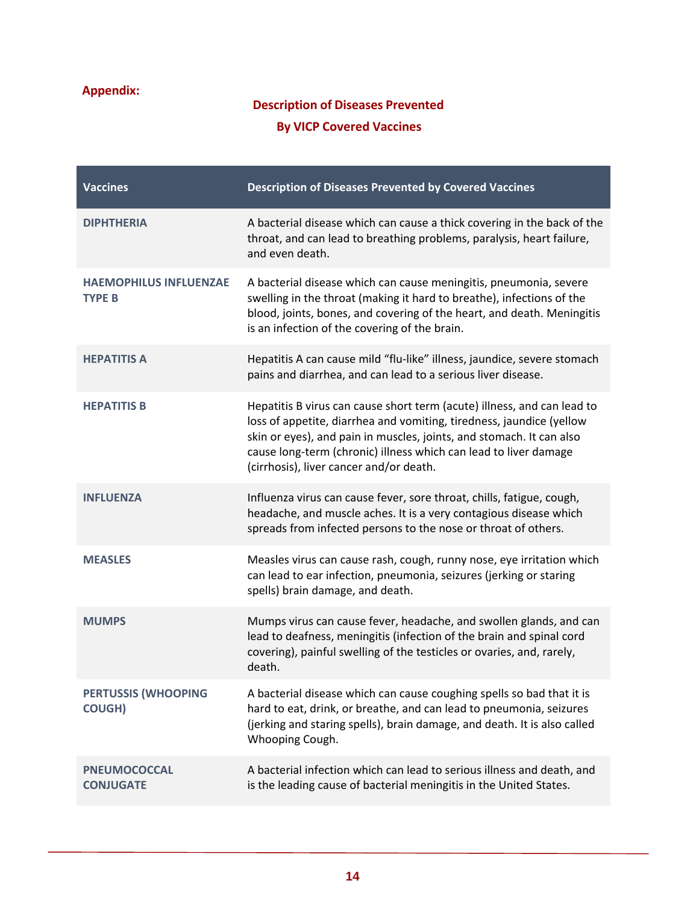**Appendix:**

## Description of Diseases Prevented By VICP Covered Vaccines

| Vaccines | Description of Diseases Prevented by Covered Vaccines |
|---|---|
| **DIPHTHERIA** | A bacterial disease which can cause a thick covering in the back of the throat, and can lead to breathing problems, paralysis, heart failure, and even death. |
| **HAEMOPHILUS INFLUENZAE TYPE B** | A bacterial disease which can cause meningitis, pneumonia, severe swelling in the throat (making it hard to breathe), infections of the blood, joints, bones, and covering of the heart, and death. Meningitis is an infection of the covering of the brain. |
| **HEPATITIS A** | Hepatitis A can cause mild "flu-like" illness, jaundice, severe stomach pains and diarrhea, and can lead to a serious liver disease. |
| **HEPATITIS B** | Hepatitis B virus can cause short term (acute) illness, and can lead to loss of appetite, diarrhea and vomiting, tiredness, jaundice (yellow skin or eyes), and pain in muscles, joints, and stomach. It can also cause long-term (chronic) illness which can lead to liver damage (cirrhosis), liver cancer and/or death. |
| **INFLUENZA** | Influenza virus can cause fever, sore throat, chills, fatigue, cough, headache, and muscle aches. It is a very contagious disease which spreads from infected persons to the nose or throat of others. |
| **MEASLES** | Measles virus can cause rash, cough, runny nose, eye irritation which can lead to ear infection, pneumonia, seizures (jerking or staring spells) brain damage, and death. |
| **MUMPS** | Mumps virus can cause fever, headache, and swollen glands, and can lead to deafness, meningitis (infection of the brain and spinal cord covering), painful swelling of the testicles or ovaries, and, rarely, death. |
| **PERTUSSIS (WHOOPING COUGH)** | A bacterial disease which can cause coughing spells so bad that it is hard to eat, drink, or breathe, and can lead to pneumonia, seizures (jerking and staring spells), brain damage, and death. It is also called Whooping Cough. |
| **PNEUMOCOCCAL CONJUGATE** | A bacterial infection which can lead to serious illness and death, and is the leading cause of bacterial meningitis in the United States. |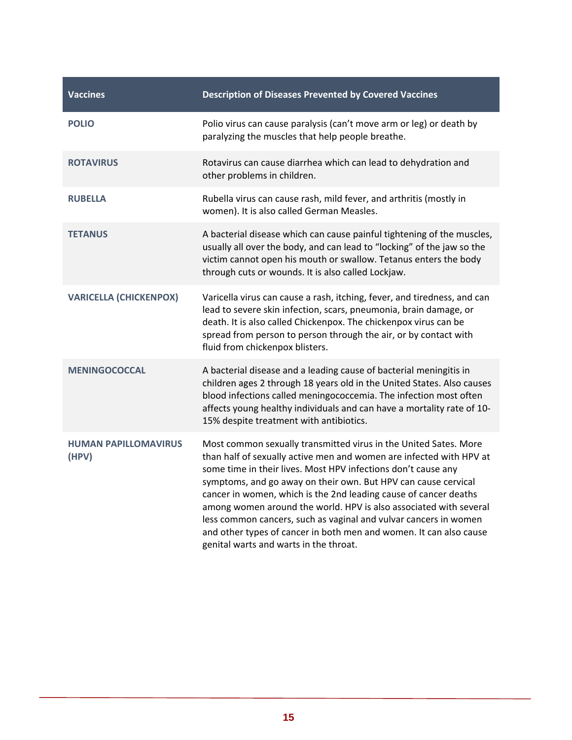| Vaccines | Description of Diseases Prevented by Covered Vaccines |
| --- | --- |
| **POLIO** | Polio virus can cause paralysis (can't move arm or leg) or death by paralyzing the muscles that help people breathe. |
| **ROTAVIRUS** | Rotavirus can cause diarrhea which can lead to dehydration and other problems in children. |
| **RUBELLA** | Rubella virus can cause rash, mild fever, and arthritis (mostly in women). It is also called German Measles. |
| **TETANUS** | A bacterial disease which can cause painful tightening of the muscles, usually all over the body, and can lead to "locking" of the jaw so the victim cannot open his mouth or swallow. Tetanus enters the body through cuts or wounds. It is also called Lockjaw. |
| **VARICELLA (CHICKENPOX)** | Varicella virus can cause a rash, itching, fever, and tiredness, and can lead to severe skin infection, scars, pneumonia, brain damage, or death. It is also called Chickenpox. The chickenpox virus can be spread from person to person through the air, or by contact with fluid from chickenpox blisters. |
| **MENINGOCOCCAL** | A bacterial disease and a leading cause of bacterial meningitis in children ages 2 through 18 years old in the United States. Also causes blood infections called meningococcemia. The infection most often affects young healthy individuals and can have a mortality rate of 10-15% despite treatment with antibiotics. |
| **HUMAN PAPILLOMAVIRUS (HPV)** | Most common sexually transmitted virus in the United Sates. More than half of sexually active men and women are infected with HPV at some time in their lives. Most HPV infections don't cause any symptoms, and go away on their own. But HPV can cause cervical cancer in women, which is the 2nd leading cause of cancer deaths among women around the world. HPV is also associated with several less common cancers, such as vaginal and vulvar cancers in women and other types of cancer in both men and women. It can also cause genital warts and warts in the throat. |